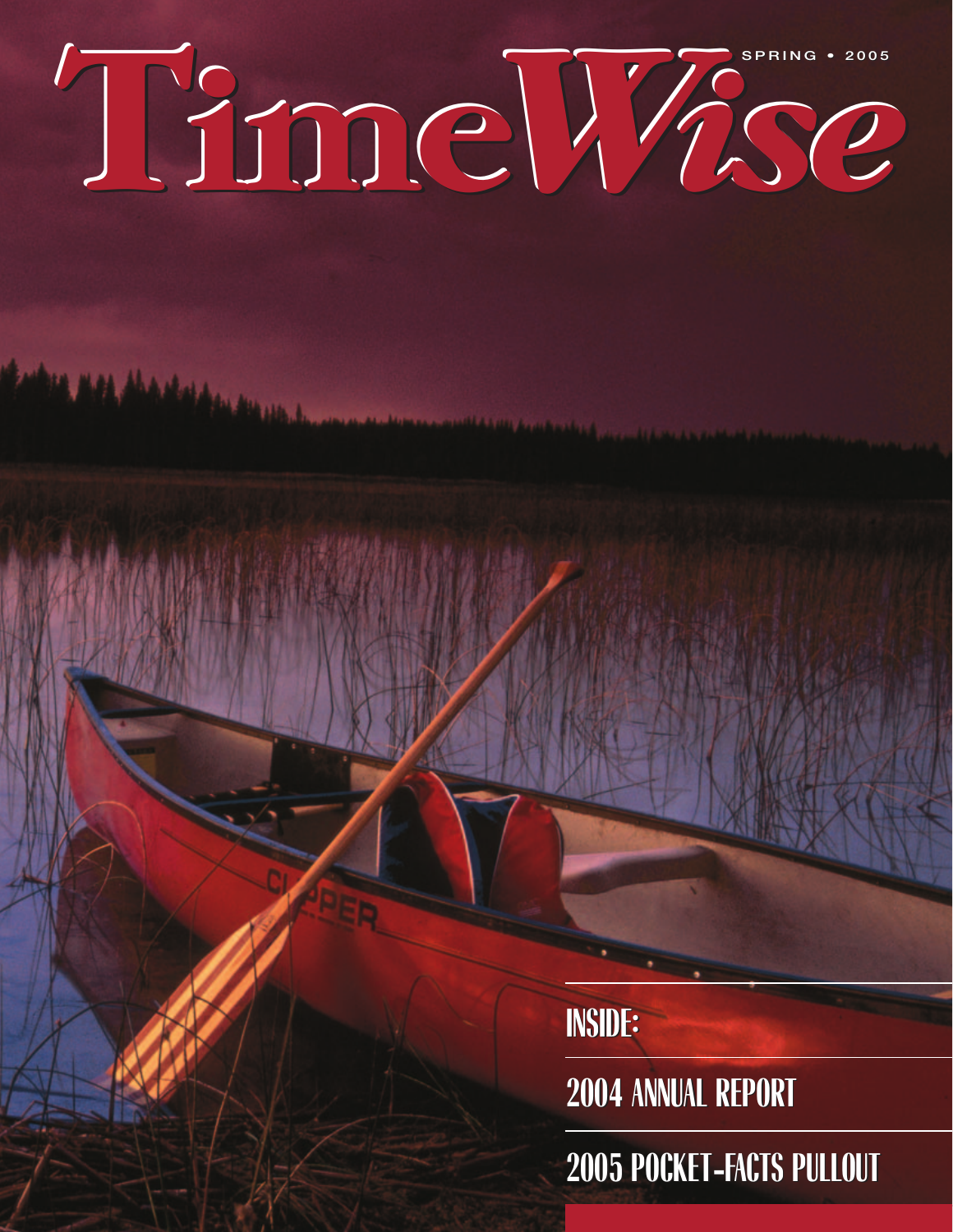# TimeWise

SPRING • 2005

INSIDE:

2004 ANNUAL REPORT

2005 POCKET-FACTS PULLOUT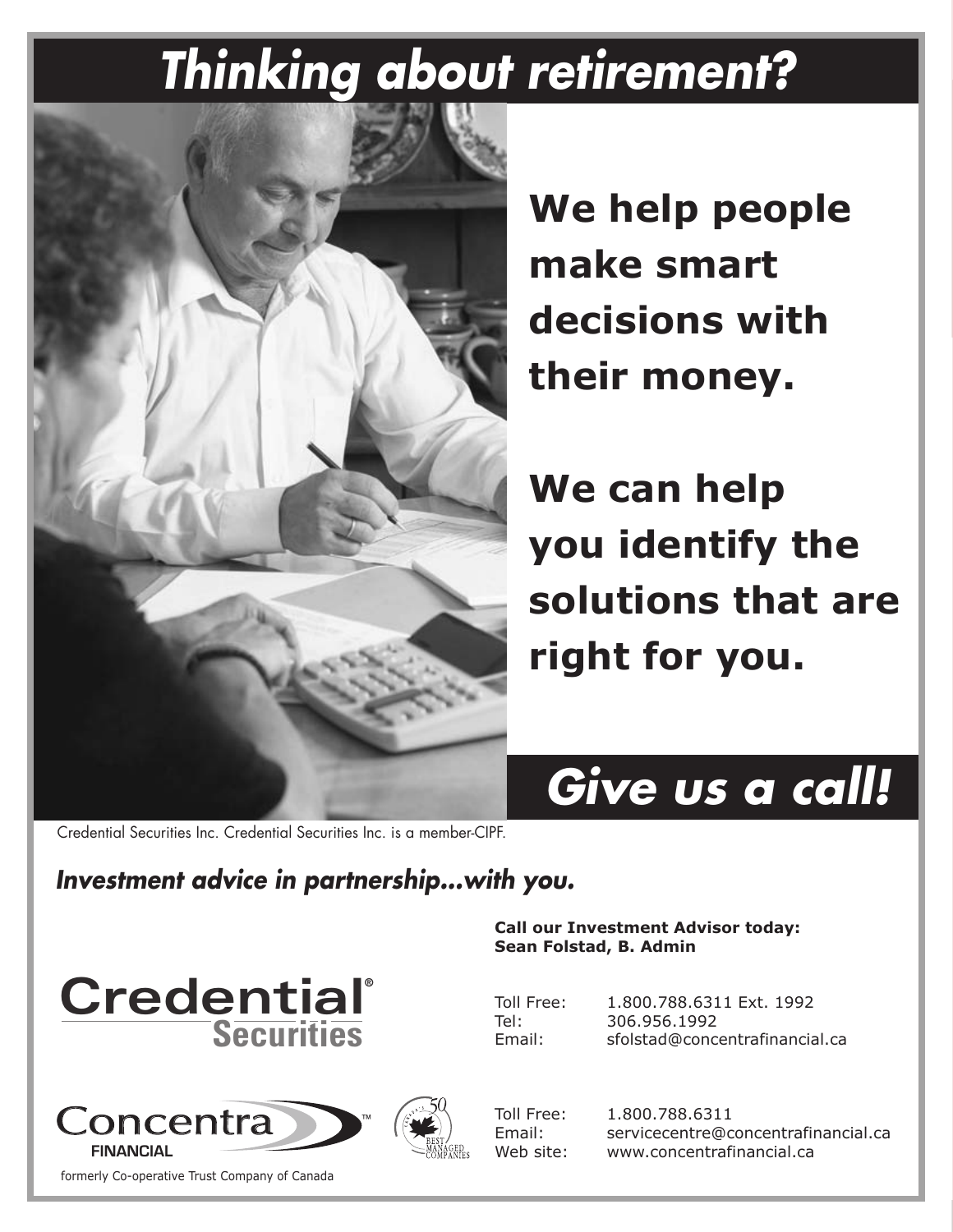# *Thinking about retirement?*

**We help people make smart decisions with their money.**

**We can help you identify the solutions that are right for you.**

## *Give us a call!*

Credential Securities Inc. Credential Securities Inc. is a member-CIPF.

***Investment advice in partnership...with you.***

**Call our Investment Advisor today:**
**Sean Folstad, B. Admin**

Toll Free: 1.800.788.6311 Ext. 1992
Tel: 306.956.1992
Email: sfolstad@concentrafinancial.ca

Credential® Securities

Concentra™ FINANCIAL

formerly Co-operative Trust Company of Canada

Canada's 50 Best Managed Companies

Toll Free: 1.800.788.6311
Email: servicecentre@concentrafinancial.ca
Web site: www.concentrafinancial.ca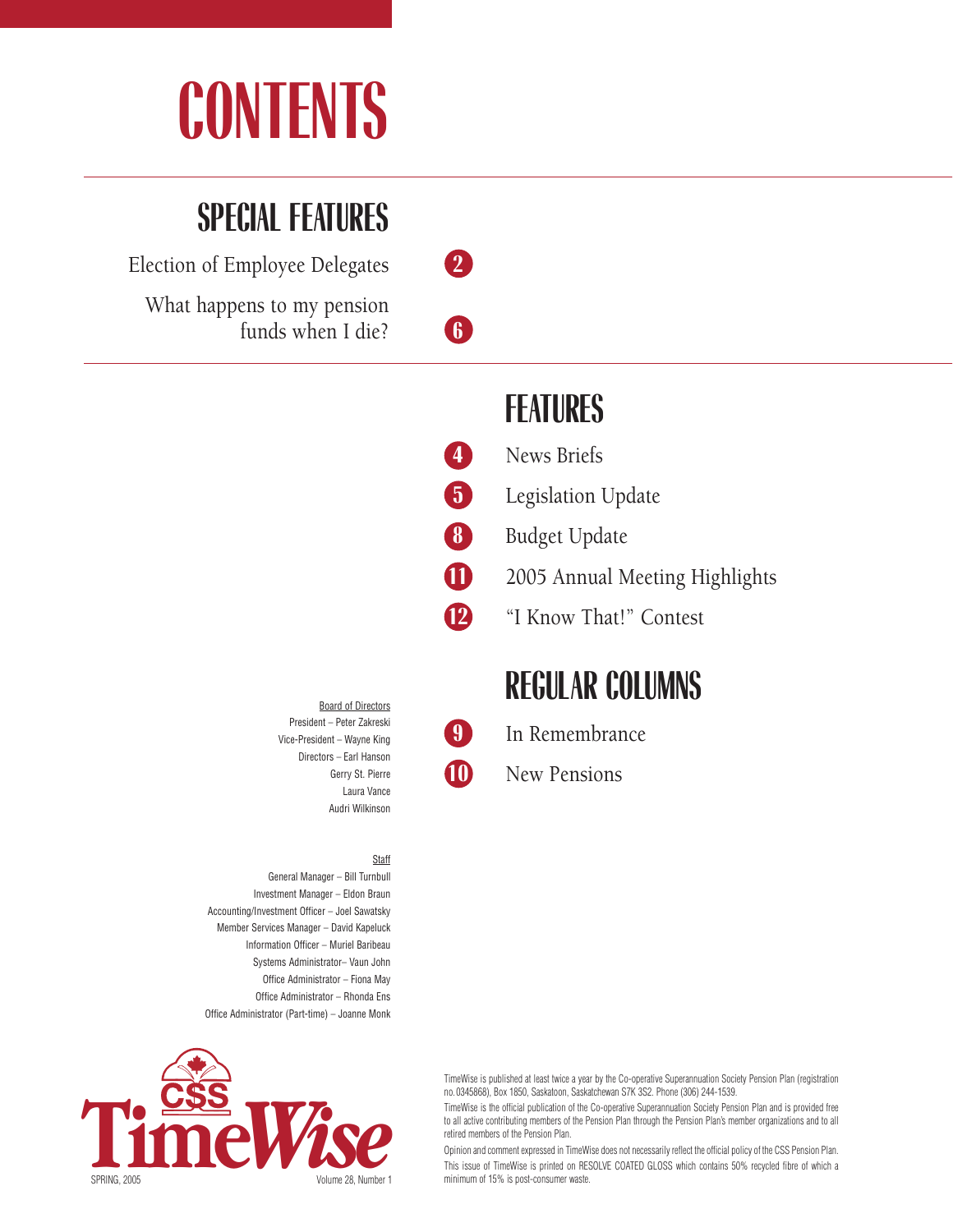# CONTENTS

## SPECIAL FEATURES

Election of Employee Delegates — 2

What happens to my pension funds when I die? — 6

## FEATURES

4 — News Briefs

5 — Legislation Update

8 — Budget Update

11 — 2005 Annual Meeting Highlights

12 — "I Know That!" Contest

## REGULAR COLUMNS

9 — In Remembrance

10 — New Pensions

Board of Directors

President – Peter Zakreski
Vice-President – Wayne King
Directors – Earl Hanson
Gerry St. Pierre
Laura Vance
Audri Wilkinson

Staff

General Manager – Bill Turnbull
Investment Manager – Eldon Braun
Accounting/Investment Officer – Joel Sawatsky
Member Services Manager – David Kapeluck
Information Officer – Muriel Baribeau
Systems Administrator– Vaun John
Office Administrator – Fiona May
Office Administrator – Rhonda Ens
Office Administrator (Part-time) – Joanne Monk

CSS TimeWise

SPRING, 2005 — Volume 28, Number 1

TimeWise is published at least twice a year by the Co-operative Superannuation Society Pension Plan (registration no. 0345868), Box 1850, Saskatoon, Saskatchewan S7K 3S2. Phone (306) 244-1539.

TimeWise is the official publication of the Co-operative Superannuation Society Pension Plan and is provided free to all active contributing members of the Pension Plan through the Pension Plan's member organizations and to all retired members of the Pension Plan.

Opinion and comment expressed in TimeWise does not necessarily reflect the official policy of the CSS Pension Plan.

This issue of TimeWise is printed on RESOLVE COATED GLOSS which contains 50% recycled fibre of which a minimum of 15% is post-consumer waste.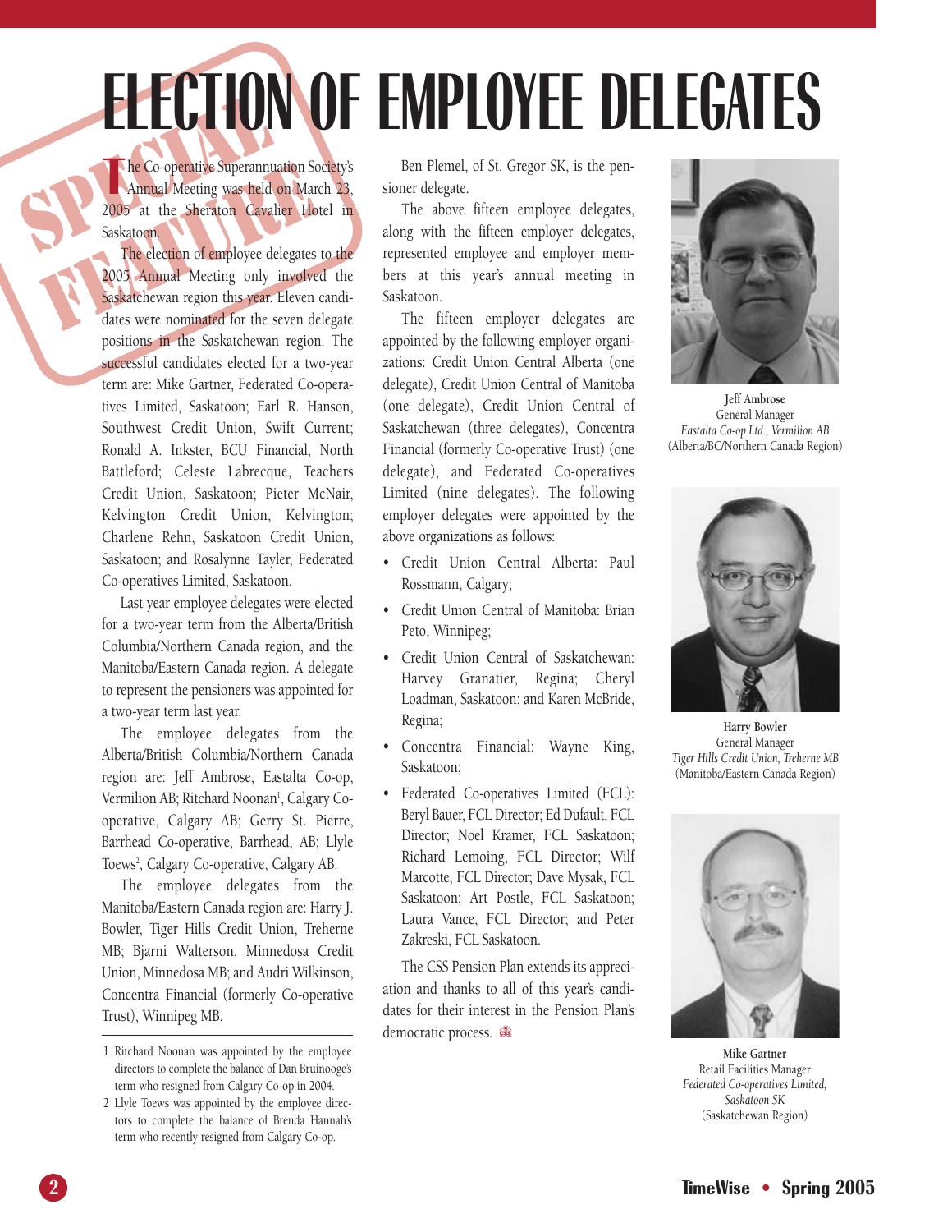# ELECTION OF EMPLOYEE DELEGATES

SPECIAL FEATURE

The Co-operative Superannuation Society's Annual Meeting was held on March 23, 2005 at the Sheraton Cavalier Hotel in Saskatoon.

The election of employee delegates to the 2005 Annual Meeting only involved the Saskatchewan region this year. Eleven candidates were nominated for the seven delegate positions in the Saskatchewan region. The successful candidates elected for a two-year term are: Mike Gartner, Federated Co-operatives Limited, Saskatoon; Earl R. Hanson, Southwest Credit Union, Swift Current; Ronald A. Inkster, BCU Financial, North Battleford; Celeste Labrecque, Teachers Credit Union, Saskatoon; Pieter McNair, Kelvington Credit Union, Kelvington; Charlene Rehn, Saskatoon Credit Union, Saskatoon; and Rosalynne Tayler, Federated Co-operatives Limited, Saskatoon.

Last year employee delegates were elected for a two-year term from the Alberta/British Columbia/Northern Canada region, and the Manitoba/Eastern Canada region. A delegate to represent the pensioners was appointed for a two-year term last year.

The employee delegates from the Alberta/British Columbia/Northern Canada region are: Jeff Ambrose, Eastalta Co-op, Vermilion AB; Ritchard Noonan[1], Calgary Co-operative, Calgary AB; Gerry St. Pierre, Barrhead Co-operative, Barrhead, AB; Llyle Toews[2], Calgary Co-operative, Calgary AB.

The employee delegates from the Manitoba/Eastern Canada region are: Harry J. Bowler, Tiger Hills Credit Union, Treherne MB; Bjarni Walterson, Minnedosa Credit Union, Minnedosa MB; and Audri Wilkinson, Concentra Financial (formerly Co-operative Trust), Winnipeg MB.

Ben Plemel, of St. Gregor SK, is the pensioner delegate.

The above fifteen employee delegates, along with the fifteen employer delegates, represented employee and employer members at this year's annual meeting in Saskatoon.

The fifteen employer delegates are appointed by the following employer organizations: Credit Union Central Alberta (one delegate), Credit Union Central of Manitoba (one delegate), Credit Union Central of Saskatchewan (three delegates), Concentra Financial (formerly Co-operative Trust) (one delegate), and Federated Co-operatives Limited (nine delegates). The following employer delegates were appointed by the above organizations as follows:

- Credit Union Central Alberta: Paul Rossmann, Calgary;
- Credit Union Central of Manitoba: Brian Peto, Winnipeg;
- Credit Union Central of Saskatchewan: Harvey Granatier, Regina; Cheryl Loadman, Saskatoon; and Karen McBride, Regina;
- Concentra Financial: Wayne King, Saskatoon;
- Federated Co-operatives Limited (FCL): Beryl Bauer, FCL Director; Ed Dufault, FCL Director; Noel Kramer, FCL Saskatoon; Richard Lemoing, FCL Director; Wilf Marcotte, FCL Director; Dave Mysak, FCL Saskatoon; Art Postle, FCL Saskatoon; Laura Vance, FCL Director; and Peter Zakreski, FCL Saskatoon.

The CSS Pension Plan extends its appreciation and thanks to all of this year's candidates for their interest in the Pension Plan's democratic process.

1 Ritchard Noonan was appointed by the employee directors to complete the balance of Dan Bruinooge's term who resigned from Calgary Co-op in 2004.

2 Llyle Toews was appointed by the employee directors to complete the balance of Brenda Hannah's term who recently resigned from Calgary Co-op.

**Jeff Ambrose**
General Manager
*Eastalta Co-op Ltd., Vermilion AB*
(Alberta/BC/Northern Canada Region)

**Harry Bowler**
General Manager
*Tiger Hills Credit Union, Treherne MB*
(Manitoba/Eastern Canada Region)

**Mike Gartner**
Retail Facilities Manager
*Federated Co-operatives Limited, Saskatoon SK*
(Saskatchewan Region)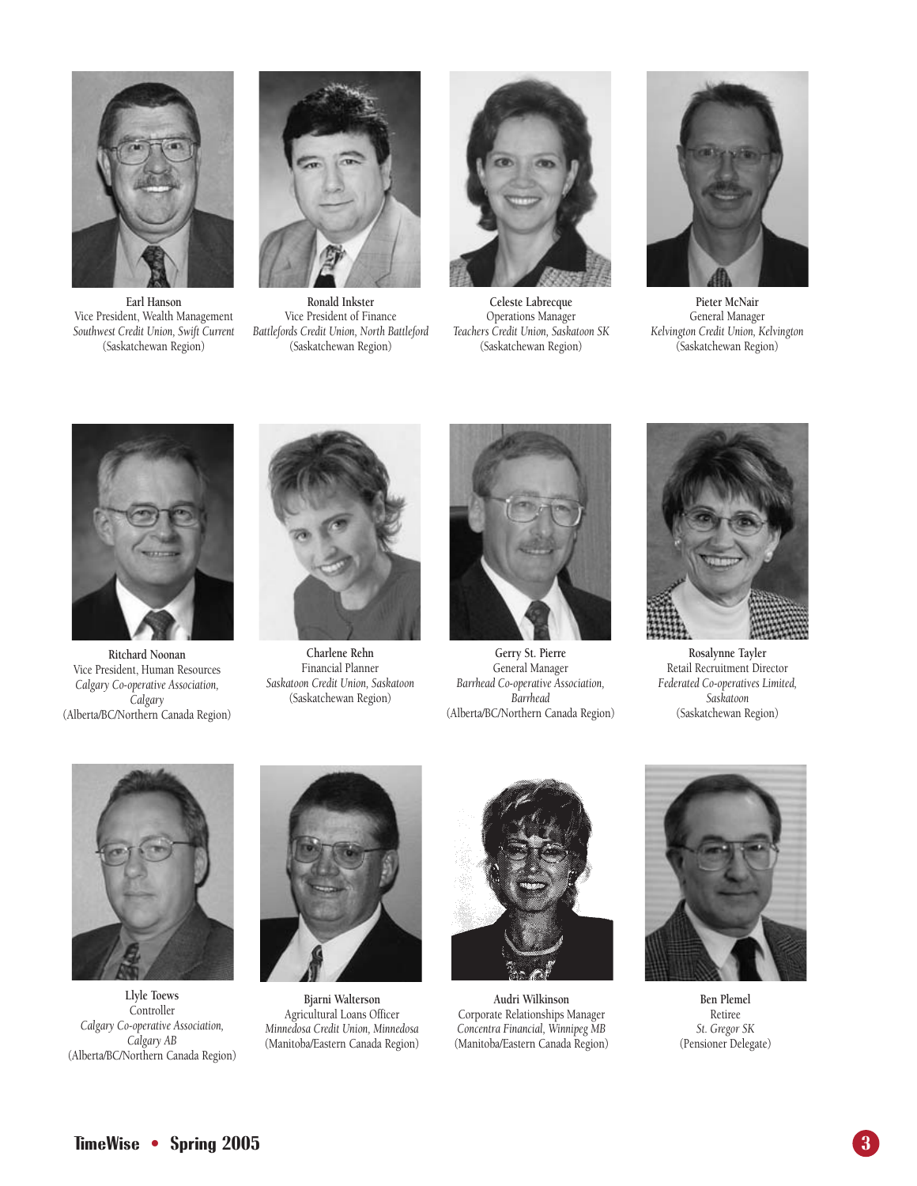**Earl Hanson**
Vice President, Wealth Management
*Southwest Credit Union, Swift Current*
(Saskatchewan Region)

**Ronald Inkster**
Vice President of Finance
*Battlefords Credit Union, North Battleford*
(Saskatchewan Region)

**Celeste Labrecque**
Operations Manager
*Teachers Credit Union, Saskatoon SK*
(Saskatchewan Region)

**Pieter McNair**
General Manager
*Kelvington Credit Union, Kelvington*
(Saskatchewan Region)

**Ritchard Noonan**
Vice President, Human Resources
*Calgary Co-operative Association, Calgary*
(Alberta/BC/Northern Canada Region)

**Charlene Rehn**
Financial Planner
*Saskatoon Credit Union, Saskatoon*
(Saskatchewan Region)

**Gerry St. Pierre**
General Manager
*Barrhead Co-operative Association, Barrhead*
(Alberta/BC/Northern Canada Region)

**Rosalynne Tayler**
Retail Recruitment Director
*Federated Co-operatives Limited, Saskatoon*
(Saskatchewan Region)

**Llyle Toews**
Controller
*Calgary Co-operative Association, Calgary AB*
(Alberta/BC/Northern Canada Region)

**Bjarni Walterson**
Agricultural Loans Officer
*Minnedosa Credit Union, Minnedosa*
(Manitoba/Eastern Canada Region)

**Audri Wilkinson**
Corporate Relationships Manager
*Concentra Financial, Winnipeg MB*
(Manitoba/Eastern Canada Region)

**Ben Plemel**
Retiree
*St. Gregor SK*
(Pensioner Delegate)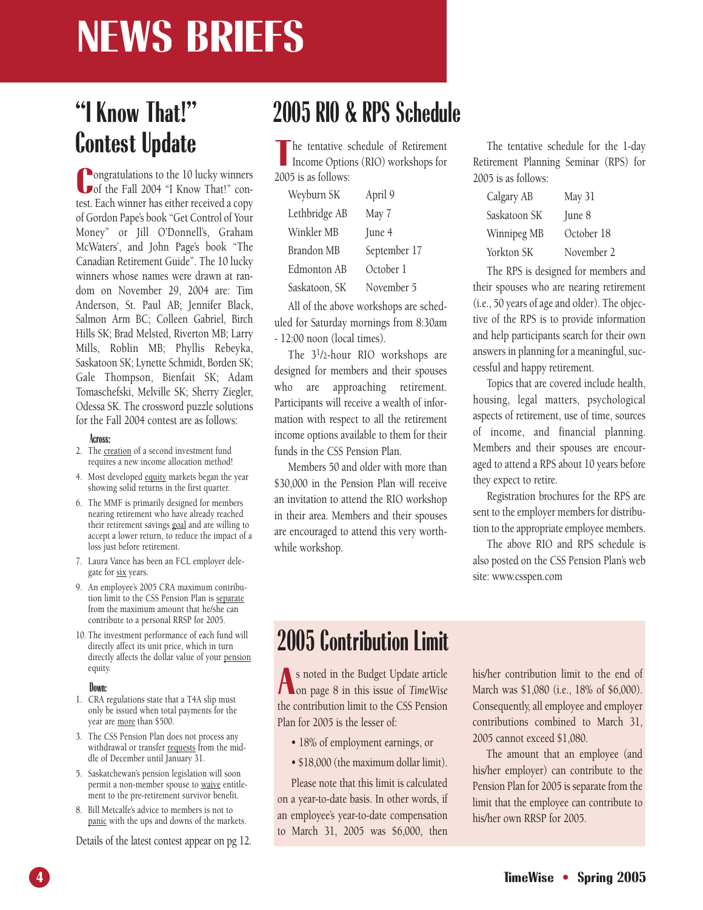# NEWS BRIEFS

## "I Know That!" Contest Update

Congratulations to the 10 lucky winners of the Fall 2004 "I Know That!" contest. Each winner has either received a copy of Gordon Pape's book "Get Control of Your Money" or Jill O'Donnell's, Graham McWaters', and John Page's book "The Canadian Retirement Guide". The 10 lucky winners whose names were drawn at random on November 29, 2004 are: Tim Anderson, St. Paul AB; Jennifer Black, Salmon Arm BC; Colleen Gabriel, Birch Hills SK; Brad Melsted, Riverton MB; Larry Mills, Roblin MB; Phyllis Rebeyka, Saskatoon SK; Lynette Schmidt, Borden SK; Gale Thompson, Bienfait SK; Adam Tomaschefski, Melville SK; Sherry Ziegler, Odessa SK. The crossword puzzle solutions for the Fall 2004 contest are as follows:

**Across:**

2. The creation of a second investment fund requires a new income allocation method!
4. Most developed equity markets began the year showing solid returns in the first quarter.
6. The MMF is primarily designed for members nearing retirement who have already reached their retirement savings goal and are willing to accept a lower return, to reduce the impact of a loss just before retirement.
7. Laura Vance has been an FCL employer delegate for six years.
9. An employee's 2005 CRA maximum contribution limit to the CSS Pension Plan is separate from the maximum amount that he/she can contribute to a personal RRSP for 2005.
10. The investment performance of each fund will directly affect its unit price, which in turn directly affects the dollar value of your pension equity.

**Down:**

1. CRA regulations state that a T4A slip must only be issued when total payments for the year are more than $500.
3. The CSS Pension Plan does not process any withdrawal or transfer requests from the middle of December until January 31.
5. Saskatchewan's pension legislation will soon permit a non-member spouse to waive entitlement to the pre-retirement survivor benefit.
8. Bill Metcalfe's advice to members is not to panic with the ups and downs of the markets.

Details of the latest contest appear on pg 12.

## 2005 RIO & RPS Schedule

The tentative schedule of Retirement Income Options (RIO) workshops for 2005 is as follows:

| | |
|---|---|
| Weyburn SK | April 9 |
| Lethbridge AB | May 7 |
| Winkler MB | June 4 |
| Brandon MB | September 17 |
| Edmonton AB | October 1 |
| Saskatoon, SK | November 5 |

All of the above workshops are scheduled for Saturday mornings from 8:30am - 12:00 noon (local times).

The 3½-hour RIO workshops are designed for members and their spouses who are approaching retirement. Participants will receive a wealth of information with respect to all the retirement income options available to them for their funds in the CSS Pension Plan.

Members 50 and older with more than $30,000 in the Pension Plan will receive an invitation to attend the RIO workshop in their area. Members and their spouses are encouraged to attend this very worthwhile workshop.

The tentative schedule for the 1-day Retirement Planning Seminar (RPS) for 2005 is as follows:

| | |
|---|---|
| Calgary AB | May 31 |
| Saskatoon SK | June 8 |
| Winnipeg MB | October 18 |
| Yorkton SK | November 2 |

The RPS is designed for members and their spouses who are nearing retirement (i.e., 50 years of age and older). The objective of the RPS is to provide information and help participants search for their own answers in planning for a meaningful, successful and happy retirement.

Topics that are covered include health, housing, legal matters, psychological aspects of retirement, use of time, sources of income, and financial planning. Members and their spouses are encouraged to attend a RPS about 10 years before they expect to retire.

Registration brochures for the RPS are sent to the employer members for distribution to the appropriate employee members.

The above RIO and RPS schedule is also posted on the CSS Pension Plan's web site: www.csspen.com

## 2005 Contribution Limit

As noted in the Budget Update article on page 8 in this issue of *TimeWise* the contribution limit to the CSS Pension Plan for 2005 is the lesser of:

- 18% of employment earnings, or
- $18,000 (the maximum dollar limit).

Please note that this limit is calculated on a year-to-date basis. In other words, if an employee's year-to-date compensation to March 31, 2005 was $6,000, then his/her contribution limit to the end of March was $1,080 (i.e., 18% of $6,000). Consequently, all employee and employer contributions combined to March 31, 2005 cannot exceed $1,080.

The amount that an employee (and his/her employer) can contribute to the Pension Plan for 2005 is separate from the limit that the employee can contribute to his/her own RRSP for 2005.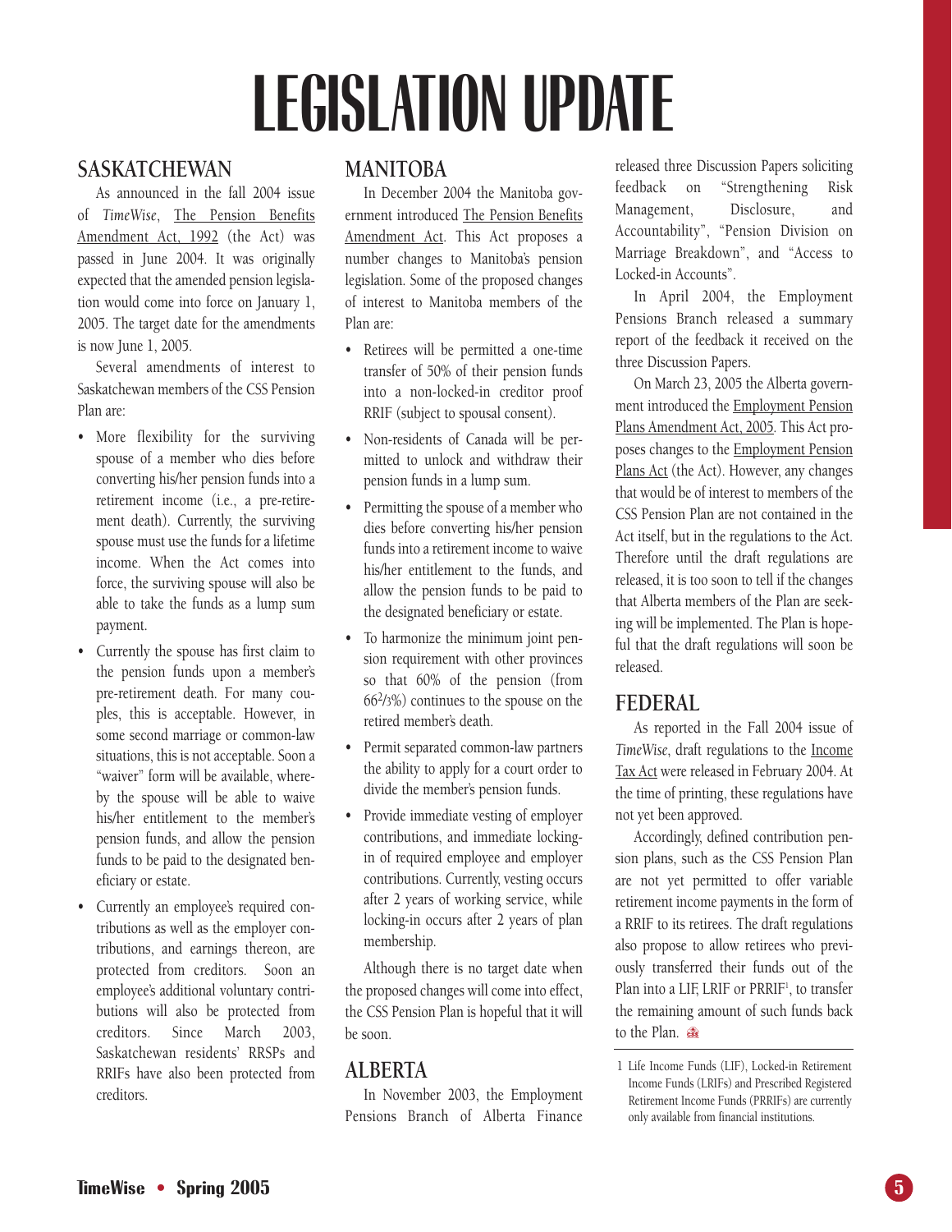# LEGISLATION UPDATE

## SASKATCHEWAN

As announced in the fall 2004 issue of *TimeWise*, The Pension Benefits Amendment Act, 1992 (the Act) was passed in June 2004. It was originally expected that the amended pension legislation would come into force on January 1, 2005. The target date for the amendments is now June 1, 2005.

Several amendments of interest to Saskatchewan members of the CSS Pension Plan are:

- More flexibility for the surviving spouse of a member who dies before converting his/her pension funds into a retirement income (i.e., a pre-retirement death). Currently, the surviving spouse must use the funds for a lifetime income. When the Act comes into force, the surviving spouse will also be able to take the funds as a lump sum payment.
- Currently the spouse has first claim to the pension funds upon a member's pre-retirement death. For many couples, this is acceptable. However, in some second marriage or common-law situations, this is not acceptable. Soon a "waiver" form will be available, whereby the spouse will be able to waive his/her entitlement to the member's pension funds, and allow the pension funds to be paid to the designated beneficiary or estate.
- Currently an employee's required contributions as well as the employer contributions, and earnings thereon, are protected from creditors. Soon an employee's additional voluntary contributions will also be protected from creditors. Since March 2003, Saskatchewan residents' RRSPs and RRIFs have also been protected from creditors.

## MANITOBA

In December 2004 the Manitoba government introduced The Pension Benefits Amendment Act. This Act proposes a number changes to Manitoba's pension legislation. Some of the proposed changes of interest to Manitoba members of the Plan are:

- Retirees will be permitted a one-time transfer of 50% of their pension funds into a non-locked-in creditor proof RRIF (subject to spousal consent).
- Non-residents of Canada will be permitted to unlock and withdraw their pension funds in a lump sum.
- Permitting the spouse of a member who dies before converting his/her pension funds into a retirement income to waive his/her entitlement to the funds, and allow the pension funds to be paid to the designated beneficiary or estate.
- To harmonize the minimum joint pension requirement with other provinces so that 60% of the pension (from 66⅔%) continues to the spouse on the retired member's death.
- Permit separated common-law partners the ability to apply for a court order to divide the member's pension funds.
- Provide immediate vesting of employer contributions, and immediate locking-in of required employee and employer contributions. Currently, vesting occurs after 2 years of working service, while locking-in occurs after 2 years of plan membership.

Although there is no target date when the proposed changes will come into effect, the CSS Pension Plan is hopeful that it will be soon.

## ALBERTA

In November 2003, the Employment Pensions Branch of Alberta Finance released three Discussion Papers soliciting feedback on "Strengthening Risk Management, Disclosure, and Accountability", "Pension Division on Marriage Breakdown", and "Access to Locked-in Accounts".

In April 2004, the Employment Pensions Branch released a summary report of the feedback it received on the three Discussion Papers.

On March 23, 2005 the Alberta government introduced the Employment Pension Plans Amendment Act, 2005. This Act proposes changes to the Employment Pension Plans Act (the Act). However, any changes that would be of interest to members of the CSS Pension Plan are not contained in the Act itself, but in the regulations to the Act. Therefore until the draft regulations are released, it is too soon to tell if the changes that Alberta members of the Plan are seeking will be implemented. The Plan is hopeful that the draft regulations will soon be released.

## FEDERAL

As reported in the Fall 2004 issue of *TimeWise*, draft regulations to the Income Tax Act were released in February 2004. At the time of printing, these regulations have not yet been approved.

Accordingly, defined contribution pension plans, such as the CSS Pension Plan are not yet permitted to offer variable retirement income payments in the form of a RRIF to its retirees. The draft regulations also propose to allow retirees who previously transferred their funds out of the Plan into a LIF, LRIF or PRRIF[1], to transfer the remaining amount of such funds back to the Plan.

---

1 Life Income Funds (LIF), Locked-in Retirement Income Funds (LRIFs) and Prescribed Registered Retirement Income Funds (PRRIFs) are currently only available from financial institutions.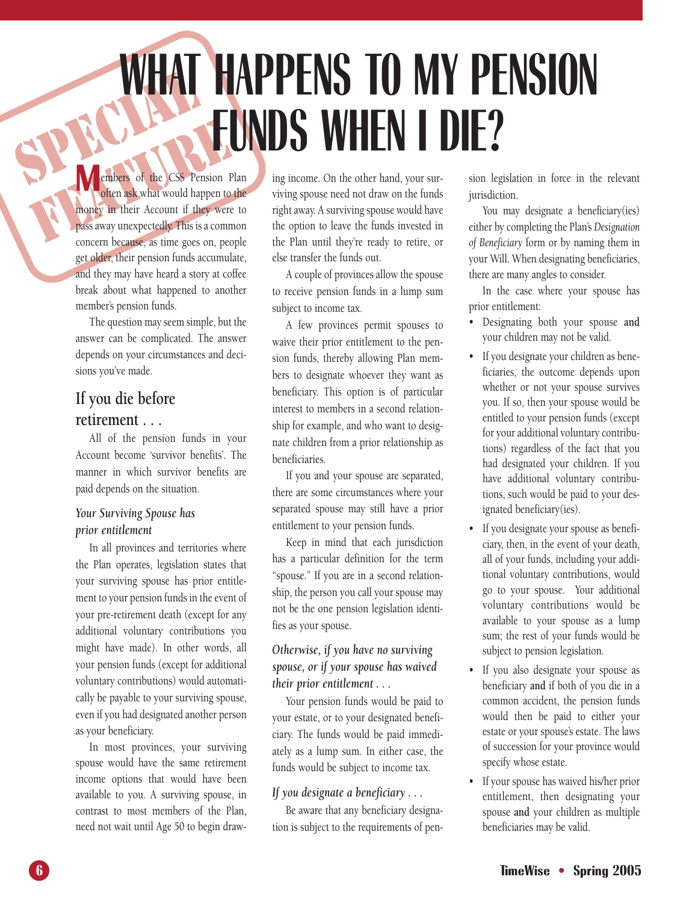SPECIAL FEATURE

# WHAT HAPPENS TO MY PENSION FUNDS WHEN I DIE?

Members of the CSS Pension Plan often ask what would happen to the money in their Account if they were to pass away unexpectedly. This is a common concern because, as time goes on, people get older, their pension funds accumulate, and they may have heard a story at coffee break about what happened to another member's pension funds.

The question may seem simple, but the answer can be complicated. The answer depends on your circumstances and decisions you've made.

## If you die before retirement . . .

All of the pension funds in your Account become 'survivor benefits'. The manner in which survivor benefits are paid depends on the situation.

### *Your Surviving Spouse has prior entitlement*

In all provinces and territories where the Plan operates, legislation states that your surviving spouse has prior entitlement to your pension funds in the event of your pre-retirement death (except for any additional voluntary contributions you might have made). In other words, all your pension funds (except for additional voluntary contributions) would automatically be payable to your surviving spouse, even if you had designated another person as your beneficiary.

In most provinces, your surviving spouse would have the same retirement income options that would have been available to you. A surviving spouse, in contrast to most members of the Plan, need not wait until Age 50 to begin drawing income. On the other hand, your surviving spouse need not draw on the funds right away. A surviving spouse would have the option to leave the funds invested in the Plan until they're ready to retire, or else transfer the funds out.

A couple of provinces allow the spouse to receive pension funds in a lump sum subject to income tax.

A few provinces permit spouses to waive their prior entitlement to the pension funds, thereby allowing Plan members to designate whoever they want as beneficiary. This option is of particular interest to members in a second relationship for example, and who want to designate children from a prior relationship as beneficiaries.

If you and your spouse are separated, there are some circumstances where your separated spouse may still have a prior entitlement to your pension funds.

Keep in mind that each jurisdiction has a particular definition for the term "spouse." If you are in a second relationship, the person you call your spouse may not be the one pension legislation identifies as your spouse.

### *Otherwise, if you have no surviving spouse, or if your spouse has waived their prior entitlement . . .*

Your pension funds would be paid to your estate, or to your designated beneficiary. The funds would be paid immediately as a lump sum. In either case, the funds would be subject to income tax.

### *If you designate a beneficiary . . .*

Be aware that any beneficiary designation is subject to the requirements of pension legislation in force in the relevant jurisdiction.

You may designate a beneficiary(ies) either by completing the Plan's *Designation of Beneficiary* form or by naming them in your Will. When designating beneficiaries, there are many angles to consider.

In the case where your spouse has prior entitlement:

- Designating both your spouse **and** your children may not be valid.
- If you designate your children as beneficiaries, the outcome depends upon whether or not your spouse survives you. If so, then your spouse would be entitled to your pension funds (except for your additional voluntary contributions) regardless of the fact that you had designated your children. If you have additional voluntary contributions, such would be paid to your designated beneficiary(ies).
- If you designate your spouse as beneficiary, then, in the event of your death, all of your funds, including your additional voluntary contributions, would go to your spouse. Your additional voluntary contributions would be available to your spouse as a lump sum; the rest of your funds would be subject to pension legislation.
- If you also designate your spouse as beneficiary **and** if both of you die in a common accident, the pension funds would then be paid to either your estate or your spouse's estate. The laws of succession for your province would specify whose estate.
- If your spouse has waived his/her prior entitlement, then designating your spouse **and** your children as multiple beneficiaries may be valid.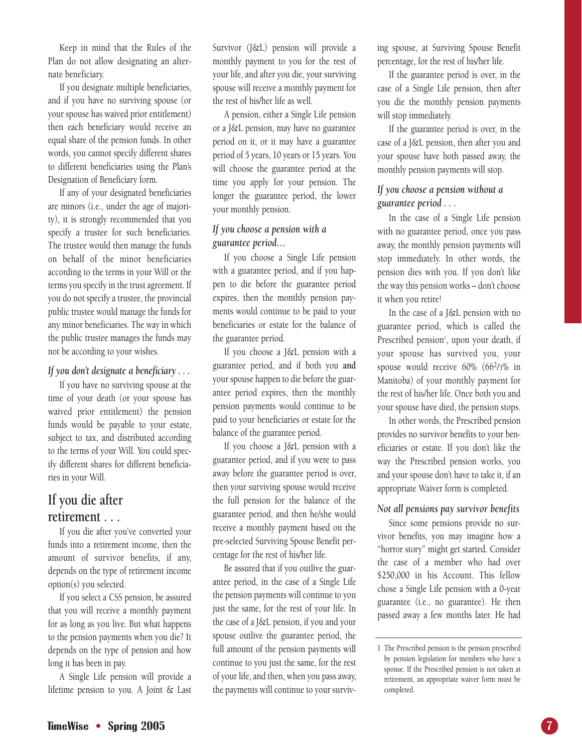Keep in mind that the Rules of the Plan do not allow designating an alternate beneficiary.

If you designate multiple beneficiaries, and if you have no surviving spouse (or your spouse has waived prior entitlement) then each beneficiary would receive an equal share of the pension funds. In other words, you cannot specify different shares to different beneficiaries using the Plan's Designation of Beneficiary form.

If any of your designated beneficiaries are minors (i.e., under the age of majority), it is strongly recommended that you specify a trustee for such beneficiaries. The trustee would then manage the funds on behalf of the minor beneficiaries according to the terms in your Will or the terms you specify in the trust agreement. If you do not specify a trustee, the provincial public trustee would manage the funds for any minor beneficiaries. The way in which the public trustee manages the funds may not be according to your wishes.

### *If you don't designate a beneficiary . . .*

If you have no surviving spouse at the time of your death (or your spouse has waived prior entitlement) the pension funds would be payable to your estate, subject to tax, and distributed according to the terms of your Will. You could specify different shares for different beneficiaries in your Will.

## If you die after retirement . . .

If you die after you've converted your funds into a retirement income, then the amount of survivor benefits, if any, depends on the type of retirement income option(s) you selected.

If you select a CSS pension, be assured that you will receive a monthly payment for as long as you live. But what happens to the pension payments when you die? It depends on the type of pension and how long it has been in pay.

A Single Life pension will provide a lifetime pension to you. A Joint & Last Survivor (J&L) pension will provide a monthly payment to you for the rest of your life, and after you die, your surviving spouse will receive a monthly payment for the rest of his/her life as well.

A pension, either a Single Life pension or a J&L pension, may have no guarantee period on it, or it may have a guarantee period of 5 years, 10 years or 15 years. You will choose the guarantee period at the time you apply for your pension. The longer the guarantee period, the lower your monthly pension.

### *If you choose a pension with a guarantee period…*

If you choose a Single Life pension with a guarantee period, and if you happen to die before the guarantee period expires, then the monthly pension payments would continue to be paid to your beneficiaries or estate for the balance of the guarantee period.

If you choose a J&L pension with a guarantee period, and if both you **and** your spouse happen to die before the guarantee period expires, then the monthly pension payments would continue to be paid to your beneficiaries or estate for the balance of the guarantee period.

If you choose a J&L pension with a guarantee period, and if you were to pass away before the guarantee period is over, then your surviving spouse would receive the full pension for the balance of the guarantee period, and then he/she would receive a monthly payment based on the pre-selected Surviving Spouse Benefit percentage for the rest of his/her life.

Be assured that if you outlive the guarantee period, in the case of a Single Life the pension payments will continue to you just the same, for the rest of your life. In the case of a J&L pension, if you and your spouse outlive the guarantee period, the full amount of the pension payments will continue to you just the same, for the rest of your life, and then, when you pass away, the payments will continue to your surviving spouse, at Surviving Spouse Benefit percentage, for the rest of his/her life.

If the guarantee period is over, in the case of a Single Life pension, then after you die the monthly pension payments will stop immediately.

If the guarantee period is over, in the case of a J&L pension, then after you and your spouse have both passed away, the monthly pension payments will stop.

### *If you choose a pension without a guarantee period . . .*

In the case of a Single Life pension with no guarantee period, once you pass away, the monthly pension payments will stop immediately. In other words, the pension dies with you. If you don't like the way this pension works – don't choose it when you retire!

In the case of a J&L pension with no guarantee period, which is called the Prescribed pension[1], upon your death, if your spouse has survived you, your spouse would receive 60% (66⅔% in Manitoba) of your monthly payment for the rest of his/her life. Once both you and your spouse have died, the pension stops.

In other words, the Prescribed pension provides no survivor benefits to your beneficiaries or estate. If you don't like the way the Prescribed pension works, you and your spouse don't have to take it, if an appropriate Waiver form is completed.

### *Not all pensions pay survivor benefits*

Since some pensions provide no survivor benefits, you may imagine how a "horror story" might get started. Consider the case of a member who had over $250,000 in his Account. This fellow chose a Single Life pension with a 0-year guarantee (i.e., no guarantee). He then passed away a few months later. He had

---

1 The Prescribed pension is the pension prescribed by pension legislation for members who have a spouse. If the Prescribed pension is not taken at retirement, an appropriate waiver form must be completed.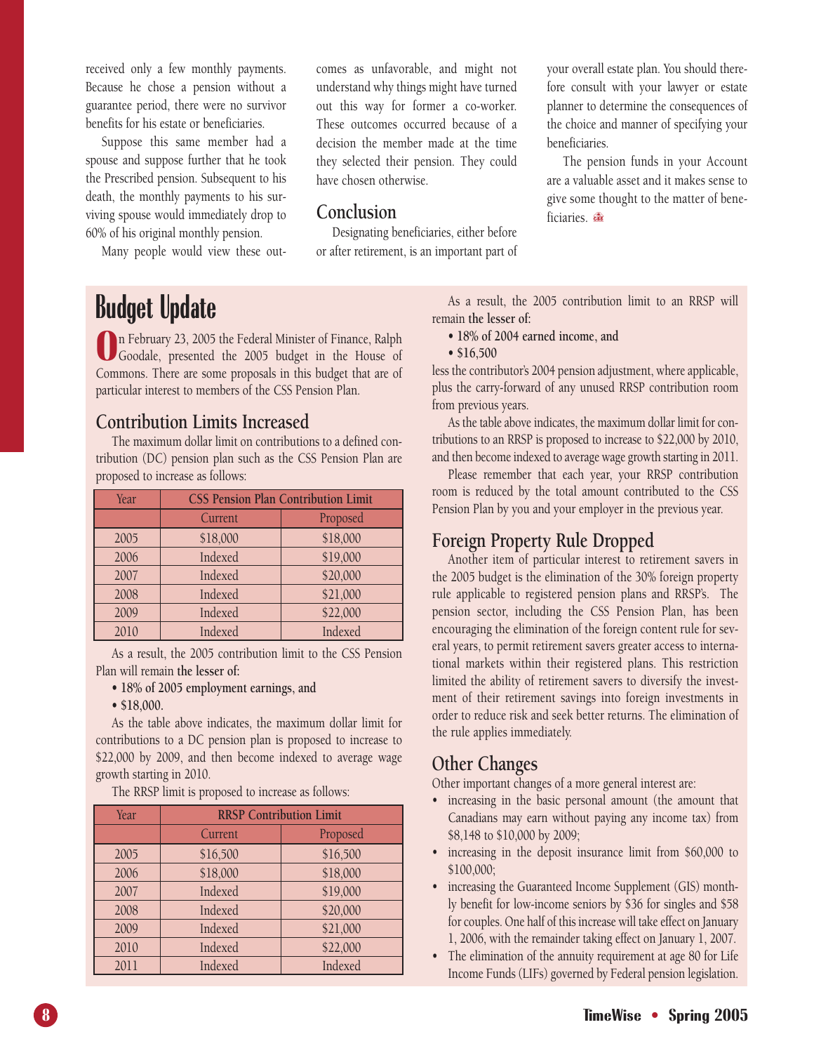received only a few monthly payments. Because he chose a pension without a guarantee period, there were no survivor benefits for his estate or beneficiaries.

Suppose this same member had a spouse and suppose further that he took the Prescribed pension. Subsequent to his death, the monthly payments to his surviving spouse would immediately drop to 60% of his original monthly pension.

Many people would view these outcomes as unfavorable, and might not understand why things might have turned out this way for former a co-worker. These outcomes occurred because of a decision the member made at the time they selected their pension. They could have chosen otherwise.

## Conclusion

Designating beneficiaries, either before or after retirement, is an important part of your overall estate plan. You should therefore consult with your lawyer or estate planner to determine the consequences of the choice and manner of specifying your beneficiaries.

The pension funds in your Account are a valuable asset and it makes sense to give some thought to the matter of beneficiaries.

# Budget Update

On February 23, 2005 the Federal Minister of Finance, Ralph Goodale, presented the 2005 budget in the House of Commons. There are some proposals in this budget that are of particular interest to members of the CSS Pension Plan.

## Contribution Limits Increased

The maximum dollar limit on contributions to a defined contribution (DC) pension plan such as the CSS Pension Plan are proposed to increase as follows:

| Year | CSS Pension Plan Contribution Limit | |
|---|---|---|
| | Current | Proposed |
| 2005 | $18,000 | $18,000 |
| 2006 | Indexed | $19,000 |
| 2007 | Indexed | $20,000 |
| 2008 | Indexed | $21,000 |
| 2009 | Indexed | $22,000 |
| 2010 | Indexed | Indexed |

As a result, the 2005 contribution limit to the CSS Pension Plan will remain **the lesser of:**

- **18% of 2005 employment earnings, and**
- **$18,000.**

As the table above indicates, the maximum dollar limit for contributions to a DC pension plan is proposed to increase to $22,000 by 2009, and then become indexed to average wage growth starting in 2010.

The RRSP limit is proposed to increase as follows:

| Year | RRSP Contribution Limit | |
|---|---|---|
| | Current | Proposed |
| 2005 | $16,500 | $16,500 |
| 2006 | $18,000 | $18,000 |
| 2007 | Indexed | $19,000 |
| 2008 | Indexed | $20,000 |
| 2009 | Indexed | $21,000 |
| 2010 | Indexed | $22,000 |
| 2011 | Indexed | Indexed |

As a result, the 2005 contribution limit to an RRSP will remain **the lesser of:**

- **18% of 2004 earned income, and**
- **$16,500**

less the contributor's 2004 pension adjustment, where applicable, plus the carry-forward of any unused RRSP contribution room from previous years.

As the table above indicates, the maximum dollar limit for contributions to an RRSP is proposed to increase to $22,000 by 2010, and then become indexed to average wage growth starting in 2011.

Please remember that each year, your RRSP contribution room is reduced by the total amount contributed to the CSS Pension Plan by you and your employer in the previous year.

## Foreign Property Rule Dropped

Another item of particular interest to retirement savers in the 2005 budget is the elimination of the 30% foreign property rule applicable to registered pension plans and RRSP's. The pension sector, including the CSS Pension Plan, has been encouraging the elimination of the foreign content rule for several years, to permit retirement savers greater access to international markets within their registered plans. This restriction limited the ability of retirement savers to diversify the investment of their retirement savings into foreign investments in order to reduce risk and seek better returns. The elimination of the rule applies immediately.

## Other Changes

Other important changes of a more general interest are:

- increasing in the basic personal amount (the amount that Canadians may earn without paying any income tax) from $8,148 to $10,000 by 2009;
- increasing in the deposit insurance limit from $60,000 to $100,000;
- increasing the Guaranteed Income Supplement (GIS) monthly benefit for low-income seniors by $36 for singles and $58 for couples. One half of this increase will take effect on January 1, 2006, with the remainder taking effect on January 1, 2007.
- The elimination of the annuity requirement at age 80 for Life Income Funds (LIFs) governed by Federal pension legislation.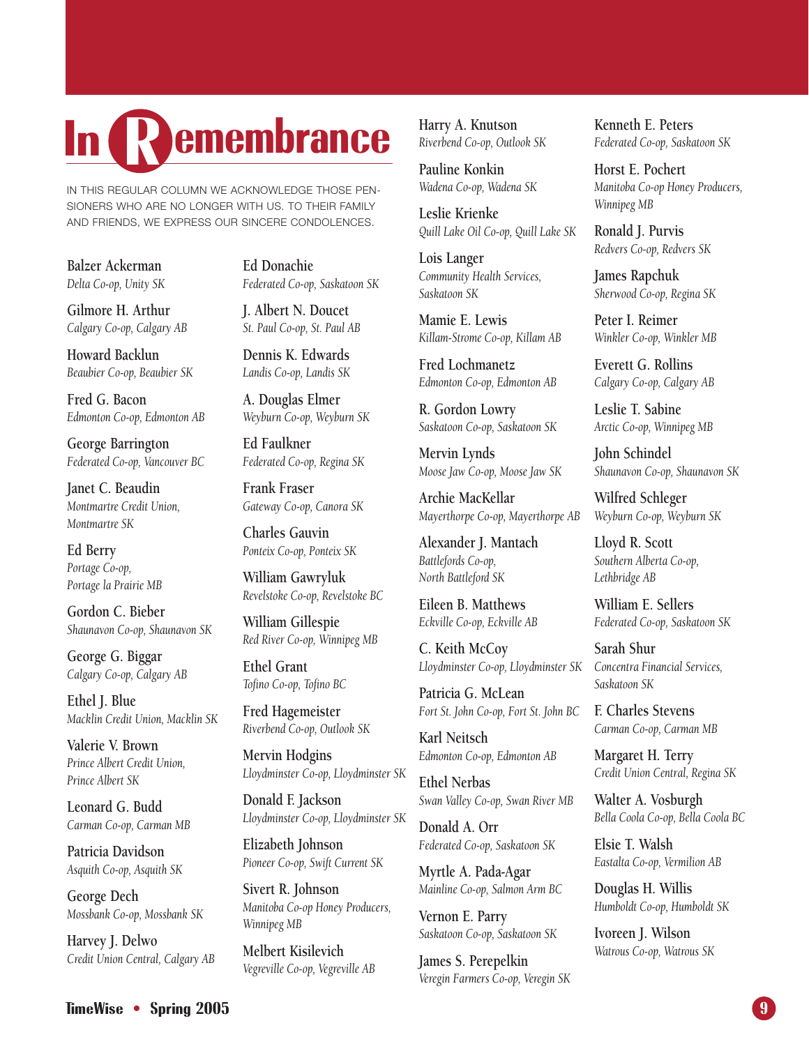# In Remembrance

IN THIS REGULAR COLUMN WE ACKNOWLEDGE THOSE PENSIONERS WHO ARE NO LONGER WITH US. TO THEIR FAMILY AND FRIENDS, WE EXPRESS OUR SINCERE CONDOLENCES.

Balzer Ackerman
*Delta Co-op, Unity SK*

Gilmore H. Arthur
*Calgary Co-op, Calgary AB*

Howard Backlun
*Beaubier Co-op, Beaubier SK*

Fred G. Bacon
*Edmonton Co-op, Edmonton AB*

George Barrington
*Federated Co-op, Vancouver BC*

Janet C. Beaudin
*Montmartre Credit Union, Montmartre SK*

Ed Berry
*Portage Co-op, Portage la Prairie MB*

Gordon C. Bieber
*Shaunavon Co-op, Shaunavon SK*

George G. Biggar
*Calgary Co-op, Calgary AB*

Ethel J. Blue
*Macklin Credit Union, Macklin SK*

Valerie V. Brown
*Prince Albert Credit Union, Prince Albert SK*

Leonard G. Budd
*Carman Co-op, Carman MB*

Patricia Davidson
*Asquith Co-op, Asquith SK*

George Dech
*Mossbank Co-op, Mossbank SK*

Harvey J. Delwo
*Credit Union Central, Calgary AB*

Ed Donachie
*Federated Co-op, Saskatoon SK*

J. Albert N. Doucet
*St. Paul Co-op, St. Paul AB*

Dennis K. Edwards
*Landis Co-op, Landis SK*

A. Douglas Elmer
*Weyburn Co-op, Weyburn SK*

Ed Faulkner
*Federated Co-op, Regina SK*

Frank Fraser
*Gateway Co-op, Canora SK*

Charles Gauvin
*Ponteix Co-op, Ponteix SK*

William Gawryluk
*Revelstoke Co-op, Revelstoke BC*

William Gillespie
*Red River Co-op, Winnipeg MB*

Ethel Grant
*Tofino Co-op, Tofino BC*

Fred Hagemeister
*Riverbend Co-op, Outlook SK*

Mervin Hodgins
*Lloydminster Co-op, Lloydminster SK*

Donald F. Jackson
*Lloydminster Co-op, Lloydminster SK*

Elizabeth Johnson
*Pioneer Co-op, Swift Current SK*

Sivert R. Johnson
*Manitoba Co-op Honey Producers, Winnipeg MB*

Melbert Kisilevich
*Vegreville Co-op, Vegreville AB*

Harry A. Knutson
*Riverbend Co-op, Outlook SK*

Pauline Konkin
*Wadena Co-op, Wadena SK*

Leslie Krienke
*Quill Lake Oil Co-op, Quill Lake SK*

Lois Langer
*Community Health Services, Saskatoon SK*

Mamie E. Lewis
*Killam-Strome Co-op, Killam AB*

Fred Lochmanetz
*Edmonton Co-op, Edmonton AB*

R. Gordon Lowry
*Saskatoon Co-op, Saskatoon SK*

Mervin Lynds
*Moose Jaw Co-op, Moose Jaw SK*

Archie MacKellar
*Mayerthorpe Co-op, Mayerthorpe AB*

Alexander J. Mantach
*Battlefords Co-op, North Battleford SK*

Eileen B. Matthews
*Eckville Co-op, Eckville AB*

C. Keith McCoy
*Lloydminster Co-op, Lloydminster SK*

Patricia G. McLean
*Fort St. John Co-op, Fort St. John BC*

Karl Neitsch
*Edmonton Co-op, Edmonton AB*

Ethel Nerbas
*Swan Valley Co-op, Swan River MB*

Donald A. Orr
*Federated Co-op, Saskatoon SK*

Myrtle A. Pada-Agar
*Mainline Co-op, Salmon Arm BC*

Vernon E. Parry
*Saskatoon Co-op, Saskatoon SK*

James S. Perepelkin
*Veregin Farmers Co-op, Veregin SK*

Kenneth E. Peters
*Federated Co-op, Saskatoon SK*

Horst E. Pochert
*Manitoba Co-op Honey Producers, Winnipeg MB*

Ronald J. Purvis
*Redvers Co-op, Redvers SK*

James Rapchuk
*Sherwood Co-op, Regina SK*

Peter I. Reimer
*Winkler Co-op, Winkler MB*

Everett G. Rollins
*Calgary Co-op, Calgary AB*

Leslie T. Sabine
*Arctic Co-op, Winnipeg MB*

John Schindel
*Shaunavon Co-op, Shaunavon SK*

Wilfred Schleger
*Weyburn Co-op, Weyburn SK*

Lloyd R. Scott
*Southern Alberta Co-op, Lethbridge AB*

William E. Sellers
*Federated Co-op, Saskatoon SK*

Sarah Shur
*Concentra Financial Services, Saskatoon SK*

F. Charles Stevens
*Carman Co-op, Carman MB*

Margaret H. Terry
*Credit Union Central, Regina SK*

Walter A. Vosburgh
*Bella Coola Co-op, Bella Coola BC*

Elsie T. Walsh
*Eastalta Co-op, Vermilion AB*

Douglas H. Willis
*Humboldt Co-op, Humboldt SK*

Ivoreen J. Wilson
*Watrous Co-op, Watrous SK*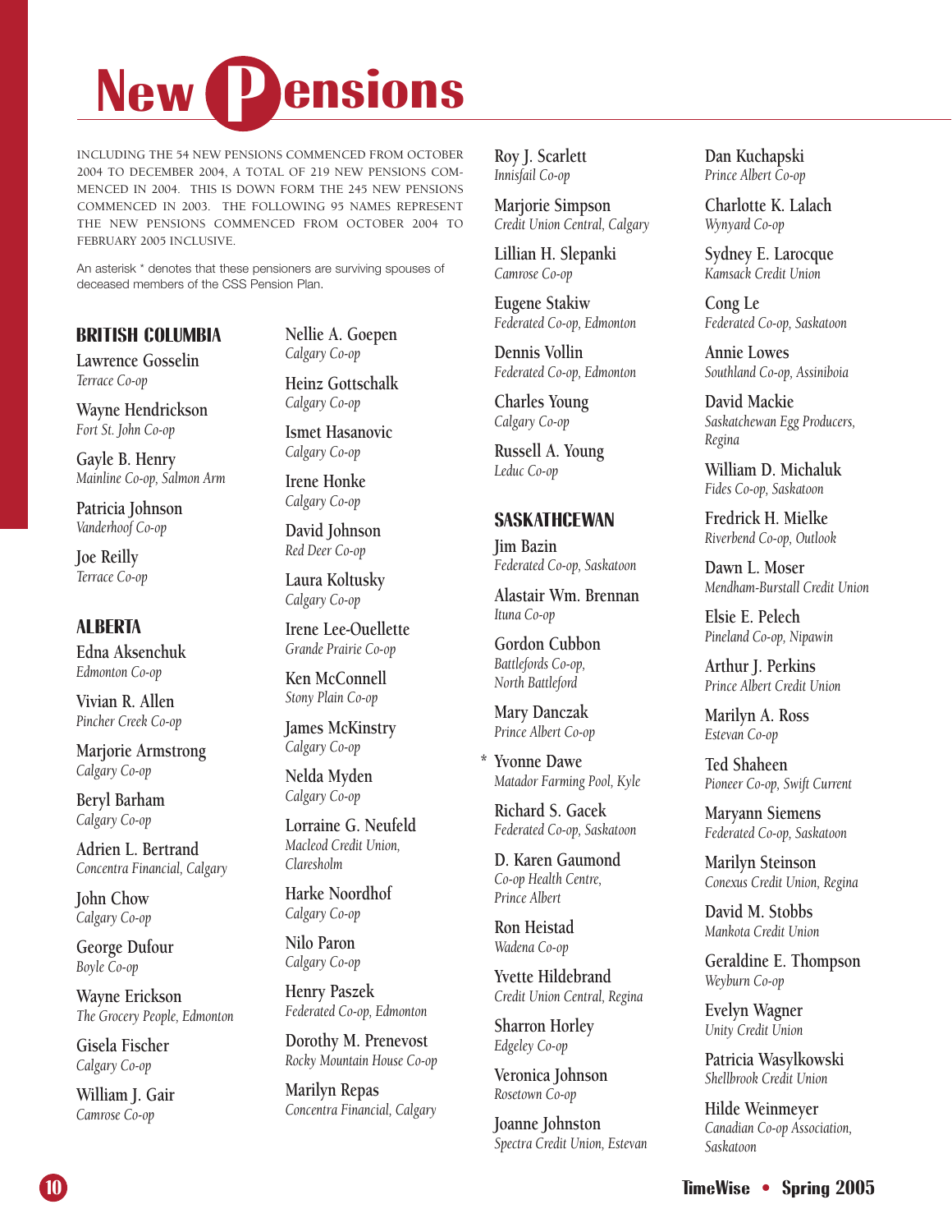# New Pensions

INCLUDING THE 54 NEW PENSIONS COMMENCED FROM OCTOBER 2004 TO DECEMBER 2004, A TOTAL OF 219 NEW PENSIONS COMMENCED IN 2004. THIS IS DOWN FORM THE 245 NEW PENSIONS COMMENCED IN 2003. THE FOLLOWING 95 NAMES REPRESENT THE NEW PENSIONS COMMENCED FROM OCTOBER 2004 TO FEBRUARY 2005 INCLUSIVE.

An asterisk * denotes that these pensioners are surviving spouses of deceased members of the CSS Pension Plan.

## BRITISH COLUMBIA

Lawrence Gosselin
*Terrace Co-op*

Wayne Hendrickson
*Fort St. John Co-op*

Gayle B. Henry
*Mainline Co-op, Salmon Arm*

Patricia Johnson
*Vanderhoof Co-op*

Joe Reilly
*Terrace Co-op*

## ALBERTA

Edna Aksenchuk
*Edmonton Co-op*

Vivian R. Allen
*Pincher Creek Co-op*

Marjorie Armstrong
*Calgary Co-op*

Beryl Barham
*Calgary Co-op*

Adrien L. Bertrand
*Concentra Financial, Calgary*

John Chow
*Calgary Co-op*

George Dufour
*Boyle Co-op*

Wayne Erickson
*The Grocery People, Edmonton*

Gisela Fischer
*Calgary Co-op*

William J. Gair
*Camrose Co-op*

Nellie A. Goepen
*Calgary Co-op*

Heinz Gottschalk
*Calgary Co-op*

Ismet Hasanovic
*Calgary Co-op*

Irene Honke
*Calgary Co-op*

David Johnson
*Red Deer Co-op*

Laura Koltusky
*Calgary Co-op*

Irene Lee-Ouellette
*Grande Prairie Co-op*

Ken McConnell
*Stony Plain Co-op*

James McKinstry
*Calgary Co-op*

Nelda Myden
*Calgary Co-op*

Lorraine G. Neufeld
*Macleod Credit Union, Claresholm*

Harke Noordhof
*Calgary Co-op*

Nilo Paron
*Calgary Co-op*

Henry Paszek
*Federated Co-op, Edmonton*

Dorothy M. Prenevost
*Rocky Mountain House Co-op*

Marilyn Repas
*Concentra Financial, Calgary*

Roy J. Scarlett
*Innisfail Co-op*

Marjorie Simpson
*Credit Union Central, Calgary*

Lillian H. Slepanki
*Camrose Co-op*

Eugene Stakiw
*Federated Co-op, Edmonton*

Dennis Vollin
*Federated Co-op, Edmonton*

Charles Young
*Calgary Co-op*

Russell A. Young
*Leduc Co-op*

## SASKATHCEWAN

Jim Bazin
*Federated Co-op, Saskatoon*

Alastair Wm. Brennan
*Ituna Co-op*

Gordon Cubbon
*Battlefords Co-op, North Battleford*

Mary Danczak
*Prince Albert Co-op*

\* Yvonne Dawe
*Matador Farming Pool, Kyle*

Richard S. Gacek
*Federated Co-op, Saskatoon*

D. Karen Gaumond
*Co-op Health Centre, Prince Albert*

Ron Heistad
*Wadena Co-op*

Yvette Hildebrand
*Credit Union Central, Regina*

Sharron Horley
*Edgeley Co-op*

Veronica Johnson
*Rosetown Co-op*

Joanne Johnston
*Spectra Credit Union, Estevan*

Dan Kuchapski
*Prince Albert Co-op*

Charlotte K. Lalach
*Wynyard Co-op*

Sydney E. Larocque
*Kamsack Credit Union*

Cong Le
*Federated Co-op, Saskatoon*

Annie Lowes
*Southland Co-op, Assiniboia*

David Mackie
*Saskatchewan Egg Producers, Regina*

William D. Michaluk
*Fides Co-op, Saskatoon*

Fredrick H. Mielke
*Riverbend Co-op, Outlook*

Dawn L. Moser
*Mendham-Burstall Credit Union*

Elsie E. Pelech
*Pineland Co-op, Nipawin*

Arthur J. Perkins
*Prince Albert Credit Union*

Marilyn A. Ross
*Estevan Co-op*

Ted Shaheen
*Pioneer Co-op, Swift Current*

Maryann Siemens
*Federated Co-op, Saskatoon*

Marilyn Steinson
*Conexus Credit Union, Regina*

David M. Stobbs
*Mankota Credit Union*

Geraldine E. Thompson
*Weyburn Co-op*

Evelyn Wagner
*Unity Credit Union*

Patricia Wasylkowski
*Shellbrook Credit Union*

Hilde Weinmeyer
*Canadian Co-op Association, Saskatoon*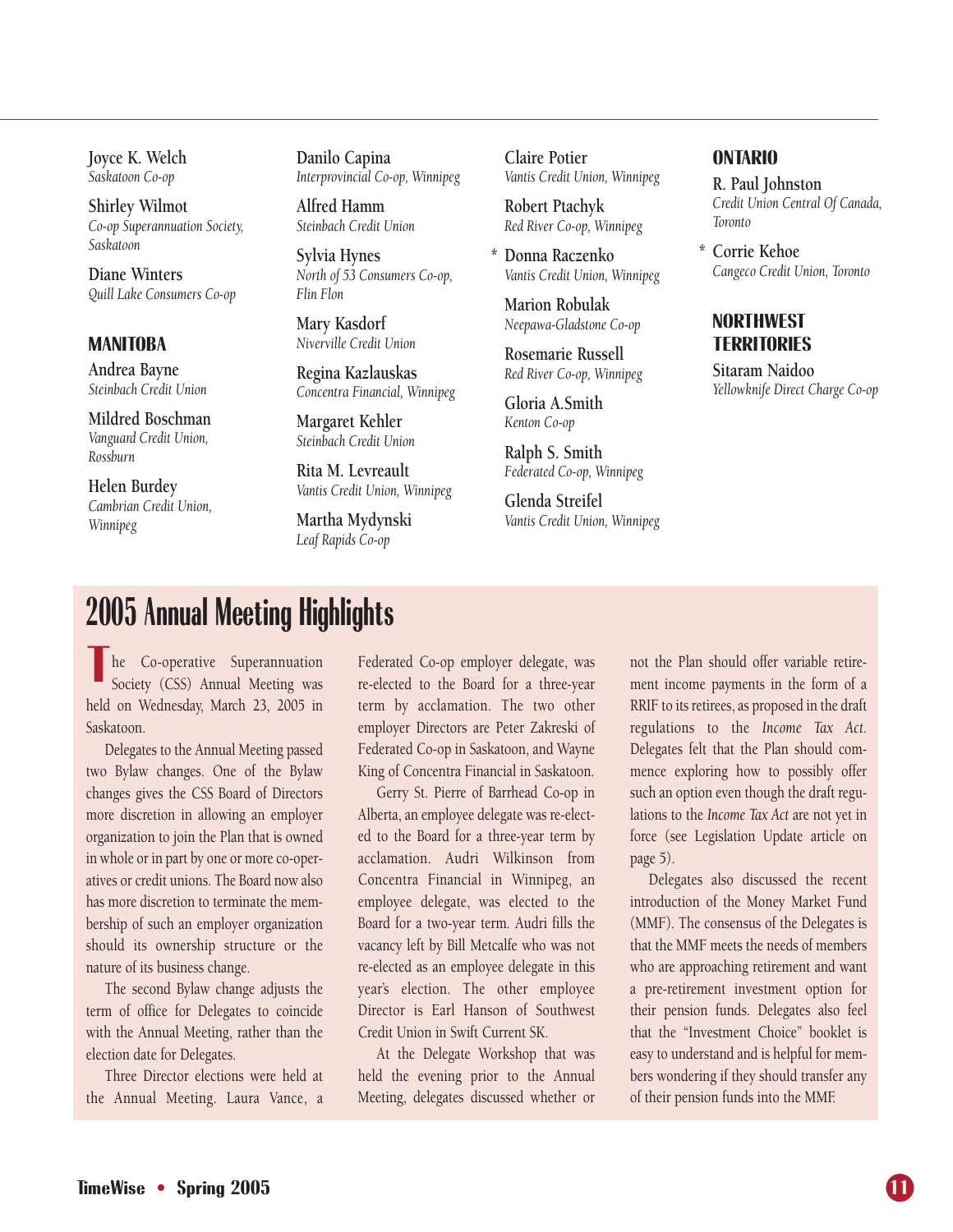Joyce K. Welch
*Saskatoon Co-op*

Shirley Wilmot
*Co-op Superannuation Society, Saskatoon*

Diane Winters
*Quill Lake Consumers Co-op*

### MANITOBA

Andrea Bayne
*Steinbach Credit Union*

Mildred Boschman
*Vanguard Credit Union, Rossburn*

Helen Burdey
*Cambrian Credit Union, Winnipeg*

Danilo Capina
*Interprovincial Co-op, Winnipeg*

Alfred Hamm
*Steinbach Credit Union*

Sylvia Hynes
*North of 53 Consumers Co-op, Flin Flon*

Mary Kasdorf
*Niverville Credit Union*

Regina Kazlauskas
*Concentra Financial, Winnipeg*

Margaret Kehler
*Steinbach Credit Union*

Rita M. Levreault
*Vantis Credit Union, Winnipeg*

Martha Mydynski
*Leaf Rapids Co-op*

Claire Potier
*Vantis Credit Union, Winnipeg*

Robert Ptachyk
*Red River Co-op, Winnipeg*

\* Donna Raczenko
*Vantis Credit Union, Winnipeg*

Marion Robulak
*Neepawa-Gladstone Co-op*

Rosemarie Russell
*Red River Co-op, Winnipeg*

Gloria A.Smith
*Kenton Co-op*

Ralph S. Smith
*Federated Co-op, Winnipeg*

Glenda Streifel
*Vantis Credit Union, Winnipeg*

### ONTARIO

R. Paul Johnston
*Credit Union Central Of Canada, Toronto*

\* Corrie Kehoe
*Cangeco Credit Union, Toronto*

### NORTHWEST TERRITORIES

Sitaram Naidoo
*Yellowknife Direct Charge Co-op*

# 2005 Annual Meeting Highlights

The Co-operative Superannuation Society (CSS) Annual Meeting was held on Wednesday, March 23, 2005 in Saskatoon.

Delegates to the Annual Meeting passed two Bylaw changes. One of the Bylaw changes gives the CSS Board of Directors more discretion in allowing an employer organization to join the Plan that is owned in whole or in part by one or more co-operatives or credit unions. The Board now also has more discretion to terminate the membership of such an employer organization should its ownership structure or the nature of its business change.

The second Bylaw change adjusts the term of office for Delegates to coincide with the Annual Meeting, rather than the election date for Delegates.

Three Director elections were held at the Annual Meeting. Laura Vance, a Federated Co-op employer delegate, was re-elected to the Board for a three-year term by acclamation. The two other employer Directors are Peter Zakreski of Federated Co-op in Saskatoon, and Wayne King of Concentra Financial in Saskatoon.

Gerry St. Pierre of Barrhead Co-op in Alberta, an employee delegate was re-elected to the Board for a three-year term by acclamation. Audri Wilkinson from Concentra Financial in Winnipeg, an employee delegate, was elected to the Board for a two-year term. Audri fills the vacancy left by Bill Metcalfe who was not re-elected as an employee delegate in this year's election. The other employee Director is Earl Hanson of Southwest Credit Union in Swift Current SK.

At the Delegate Workshop that was held the evening prior to the Annual Meeting, delegates discussed whether or not the Plan should offer variable retirement income payments in the form of a RRIF to its retirees, as proposed in the draft regulations to the *Income Tax Act.* Delegates felt that the Plan should commence exploring how to possibly offer such an option even though the draft regulations to the *Income Tax Act* are not yet in force (see Legislation Update article on page 5).

Delegates also discussed the recent introduction of the Money Market Fund (MMF). The consensus of the Delegates is that the MMF meets the needs of members who are approaching retirement and want a pre-retirement investment option for their pension funds. Delegates also feel that the "Investment Choice" booklet is easy to understand and is helpful for members wondering if they should transfer any of their pension funds into the MMF.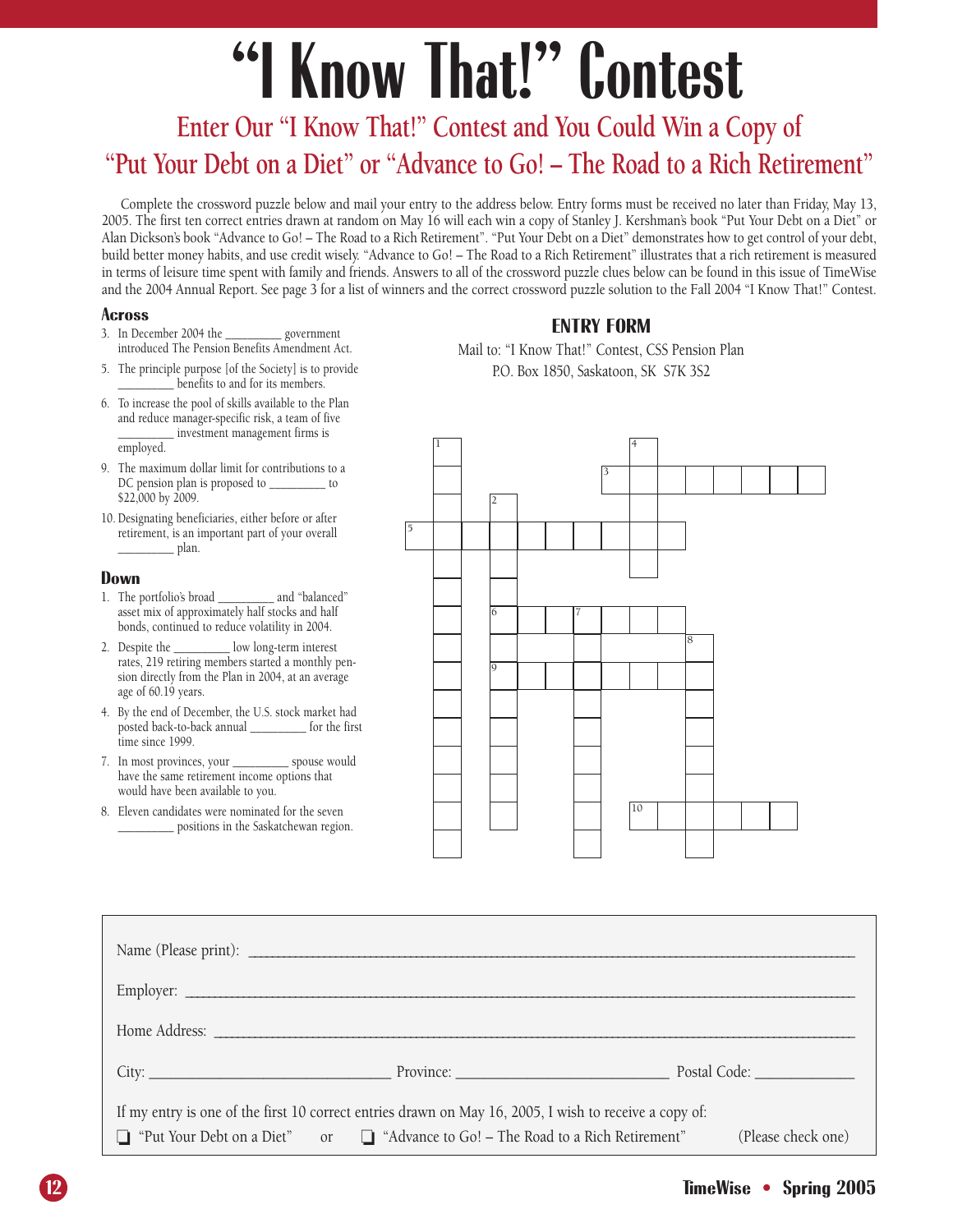# "I Know That!" Contest

## Enter Our "I Know That!" Contest and You Could Win a Copy of "Put Your Debt on a Diet" or "Advance to Go! – The Road to a Rich Retirement"

Complete the crossword puzzle below and mail your entry to the address below. Entry forms must be received no later than Friday, May 13, 2005. The first ten correct entries drawn at random on May 16 will each win a copy of Stanley J. Kershman's book "Put Your Debt on a Diet" or Alan Dickson's book "Advance to Go! – The Road to a Rich Retirement". "Put Your Debt on a Diet" demonstrates how to get control of your debt, build better money habits, and use credit wisely. "Advance to Go! – The Road to a Rich Retirement" illustrates that a rich retirement is measured in terms of leisure time spent with family and friends. Answers to all of the crossword puzzle clues below can be found in this issue of TimeWise and the 2004 Annual Report. See page 3 for a list of winners and the correct crossword puzzle solution to the Fall 2004 "I Know That!" Contest.

### Across

3. In December 2004 the _________ government introduced The Pension Benefits Amendment Act.
5. The principle purpose [of the Society] is to provide _________ benefits to and for its members.
6. To increase the pool of skills available to the Plan and reduce manager-specific risk, a team of five _________ investment management firms is employed.
9. The maximum dollar limit for contributions to a DC pension plan is proposed to _________ to $22,000 by 2009.
10. Designating beneficiaries, either before or after retirement, is an important part of your overall _________ plan.

### Down

1. The portfolio's broad _________ and "balanced" asset mix of approximately half stocks and half bonds, continued to reduce volatility in 2004.
2. Despite the _________ low long-term interest rates, 219 retiring members started a monthly pension directly from the Plan in 2004, at an average age of 60.19 years.
4. By the end of December, the U.S. stock market had posted back-to-back annual _________ for the first time since 1999.
7. In most provinces, your _________ spouse would have the same retirement income options that would have been available to you.
8. Eleven candidates were nominated for the seven _________ positions in the Saskatchewan region.

### ENTRY FORM

Mail to: "I Know That!" Contest, CSS Pension Plan
P.O. Box 1850, Saskatoon, SK S7K 3S2

Name (Please print): ____________________

Employer: ____________________

Home Address: ____________________

City: ____________ Province: ____________ Postal Code: ____________

If my entry is one of the first 10 correct entries drawn on May 16, 2005, I wish to receive a copy of:

☐ "Put Your Debt on a Diet" or ☐ "Advance to Go! – The Road to a Rich Retirement" (Please check one)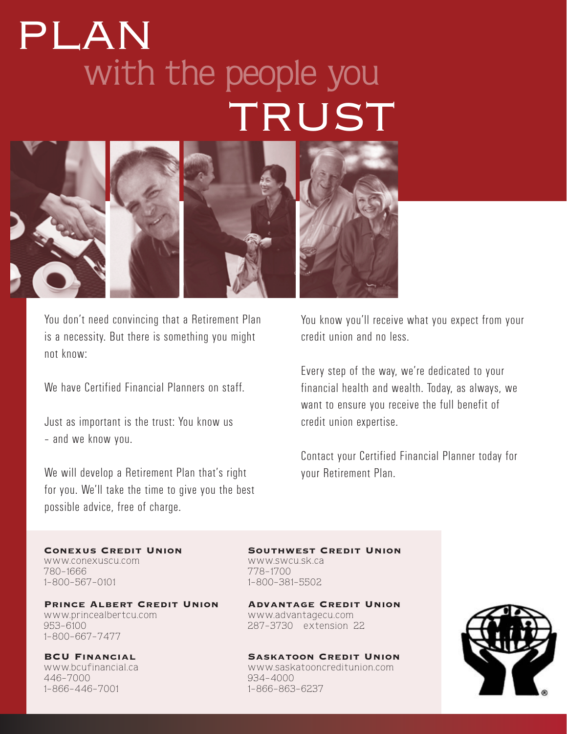# PLAN with the people you TRUST

You don't need convincing that a Retirement Plan is a necessity. But there is something you might not know:

We have Certified Financial Planners on staff.

Just as important is the trust: You know us – and we know you.

We will develop a Retirement Plan that's right for you. We'll take the time to give you the best possible advice, free of charge.

You know you'll receive what you expect from your credit union and no less.

Every step of the way, we're dedicated to your financial health and wealth. Today, as always, we want to ensure you receive the full benefit of credit union expertise.

Contact your Certified Financial Planner today for your Retirement Plan.

**Conexus Credit Union**
www.conexuscu.com
780-1666
1-800-567-0101

**Prince Albert Credit Union**
www.princealbertcu.com
953-6100
1-800-667-7477

**BCU Financial**
www.bcufinancial.ca
446-7000
1-866-446-7001

**Southwest Credit Union**
www.swcu.sk.ca
778-1700
1-800-381-5502

**Advantage Credit Union**
www.advantagecu.com
287-3730 extension 22

**Saskatoon Credit Union**
www.saskatooncreditunion.com
934-4000
1-866-863-6237